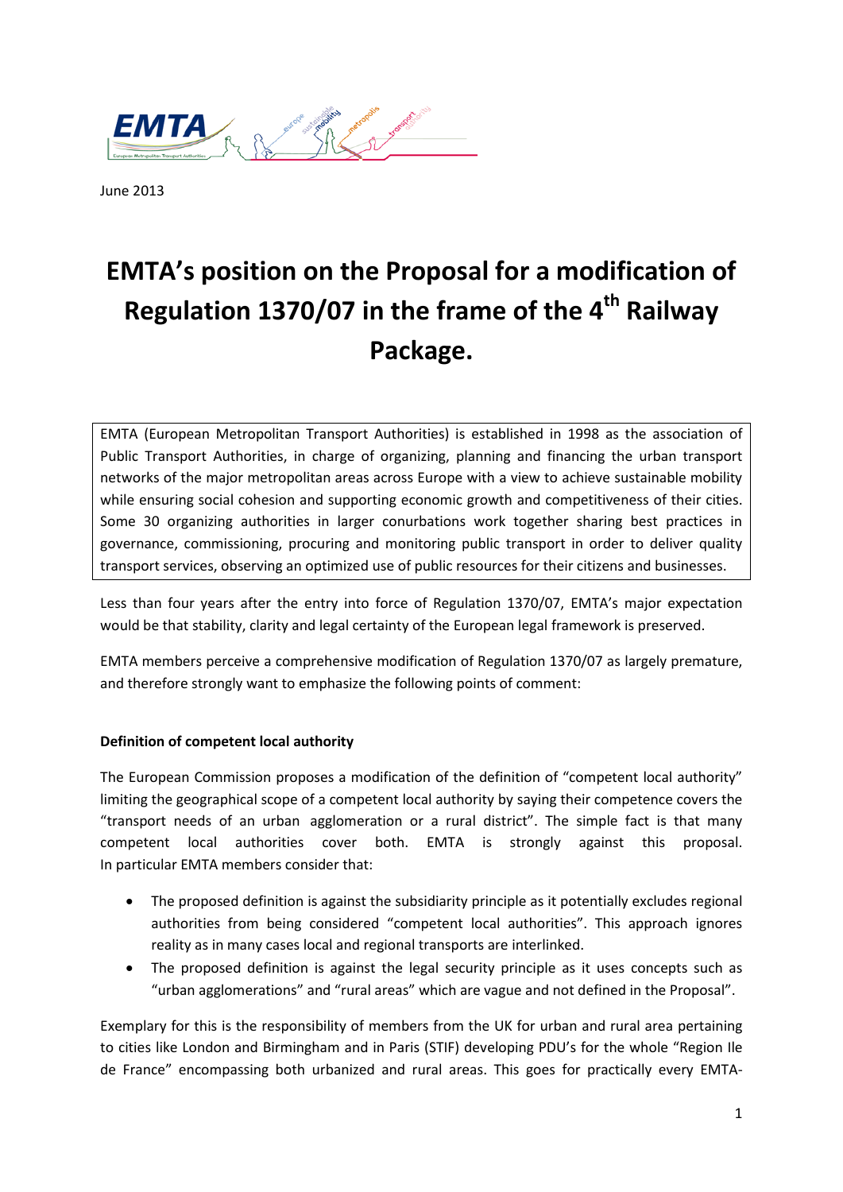June 2013

# EMTA's position on the Proposal for a modification of Regulation 1370/07 in the frame of the 4th Railway Package.

EMTA (European Metropolitan Transport Authorities) is established in 1998 as the association of Public Transport Authorities, in charge of organizing, planning and financing the urban transport networks of the major metropolitan areas across Europe with a view to achieve sustainable mobility while ensuring social cohesion and supporting economic growth and competitiveness of their cities. Some 30 organizing authorities in larger conurbations work together sharing best practices in governance, commissioning, procuring and monitoring public transport in order to deliver quality transport services, observing an optimized use of public resources for their citizens and businesses.

Less than four years after the entry into force of Regulation 1370/07, EMTA's major expectation would be that stability, clarity and legal certainty of the European legal framework is preserved.

EMTA members perceive a comprehensive modification of Regulation 1370/07 as largely premature, and therefore strongly want to emphasize the following points of comment:

**Definition of competent local authority**

The European Commission proposes a modification of the definition of "competent local authority" limiting the geographical scope of a competent local authority by saying their competence covers the "transport needs of an urban agglomeration or a rural district". The simple fact is that many competent local authorities cover both. EMTA is strongly against this proposal. In particular EMTA members consider that:

- The proposed definition is against the subsidiarity principle as it potentially excludes regional authorities from being considered "competent local authorities". This approach ignores reality as in many cases local and regional transports are interlinked.
- The proposed definition is against the legal security principle as it uses concepts such as "urban agglomerations" and "rural areas" which are vague and not defined in the Proposal".

Exemplary for this is the responsibility of members from the UK for urban and rural area pertaining to cities like London and Birmingham and in Paris (STIF) developing PDU's for the whole "Region Ile de France" encompassing both urbanized and rural areas. This goes for practically every EMTA-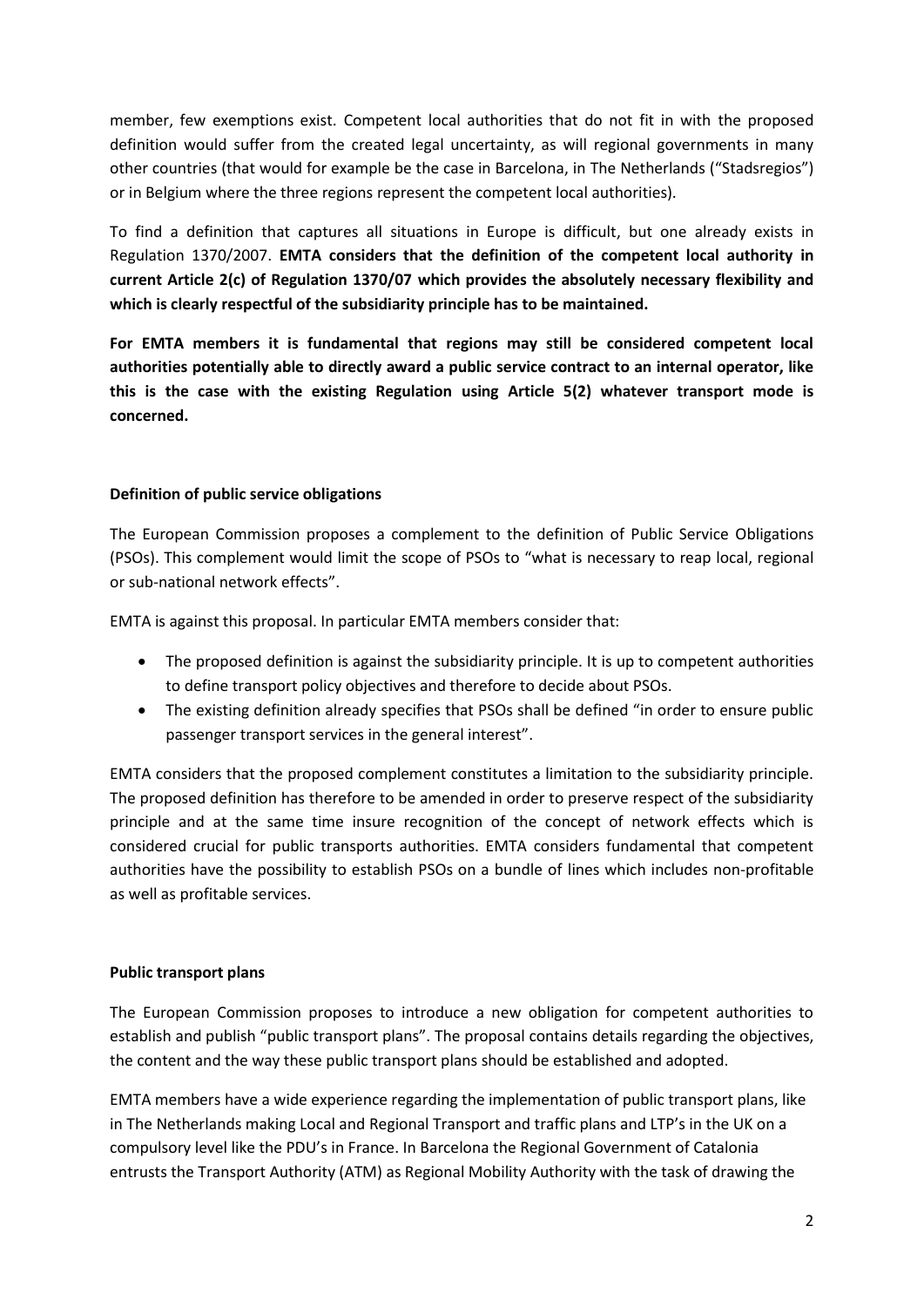member, few exemptions exist. Competent local authorities that do not fit in with the proposed definition would suffer from the created legal uncertainty, as will regional governments in many other countries (that would for example be the case in Barcelona, in The Netherlands ("Stadsregios") or in Belgium where the three regions represent the competent local authorities).

To find a definition that captures all situations in Europe is difficult, but one already exists in Regulation 1370/2007. **EMTA considers that the definition of the competent local authority in current Article 2(c) of Regulation 1370/07 which provides the absolutely necessary flexibility and which is clearly respectful of the subsidiarity principle has to be maintained.**

**For EMTA members it is fundamental that regions may still be considered competent local authorities potentially able to directly award a public service contract to an internal operator, like this is the case with the existing Regulation using Article 5(2) whatever transport mode is concerned.**

**Definition of public service obligations**

The European Commission proposes a complement to the definition of Public Service Obligations (PSOs). This complement would limit the scope of PSOs to "what is necessary to reap local, regional or sub-national network effects".

EMTA is against this proposal. In particular EMTA members consider that:

- The proposed definition is against the subsidiarity principle. It is up to competent authorities to define transport policy objectives and therefore to decide about PSOs.
- The existing definition already specifies that PSOs shall be defined "in order to ensure public passenger transport services in the general interest".

EMTA considers that the proposed complement constitutes a limitation to the subsidiarity principle. The proposed definition has therefore to be amended in order to preserve respect of the subsidiarity principle and at the same time insure recognition of the concept of network effects which is considered crucial for public transports authorities. EMTA considers fundamental that competent authorities have the possibility to establish PSOs on a bundle of lines which includes non-profitable as well as profitable services.

**Public transport plans**

The European Commission proposes to introduce a new obligation for competent authorities to establish and publish "public transport plans". The proposal contains details regarding the objectives, the content and the way these public transport plans should be established and adopted.

EMTA members have a wide experience regarding the implementation of public transport plans, like in The Netherlands making Local and Regional Transport and traffic plans and LTP's in the UK on a compulsory level like the PDU's in France. In Barcelona the Regional Government of Catalonia entrusts the Transport Authority (ATM) as Regional Mobility Authority with the task of drawing the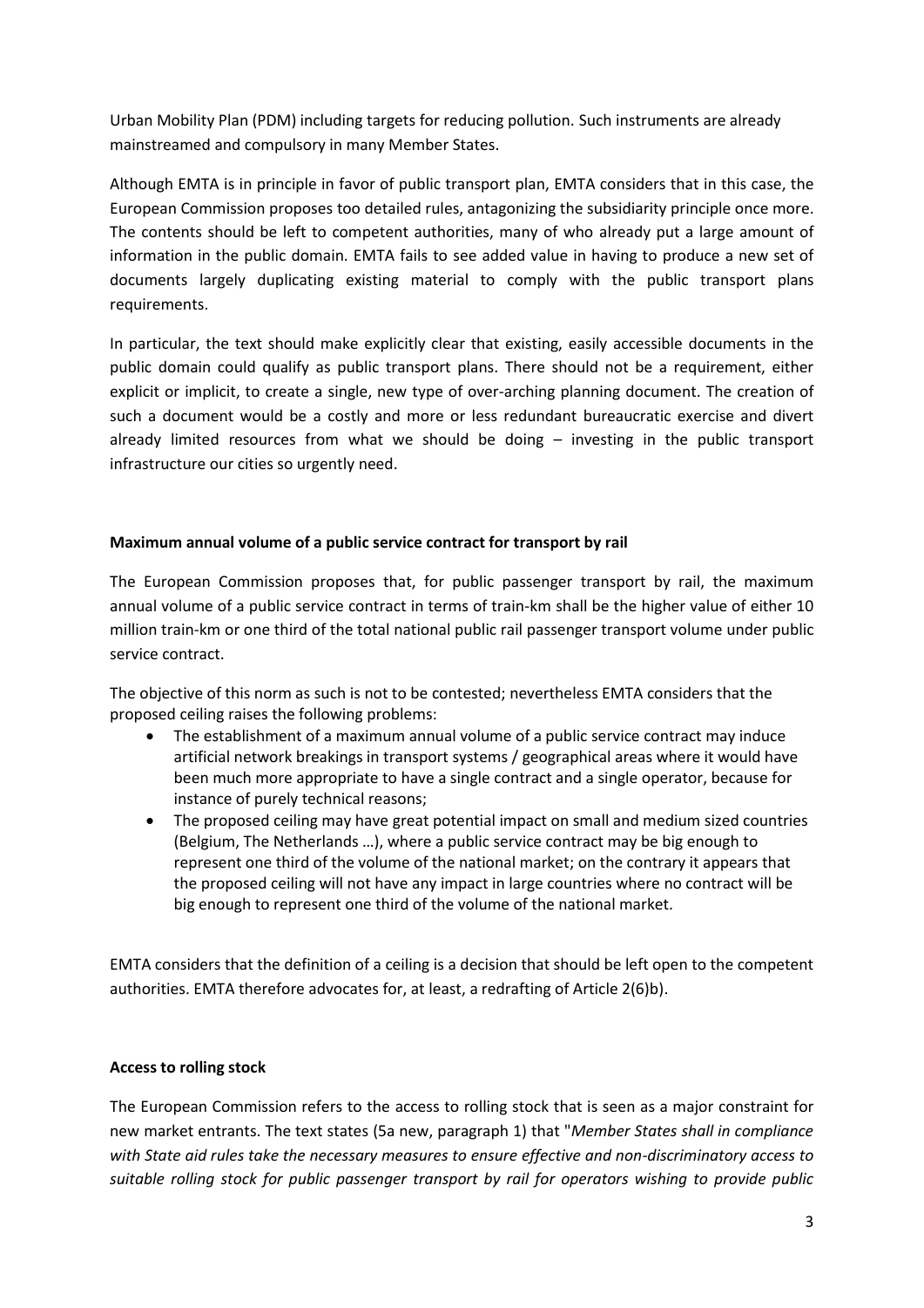Urban Mobility Plan (PDM) including targets for reducing pollution. Such instruments are already mainstreamed and compulsory in many Member States.

Although EMTA is in principle in favor of public transport plan, EMTA considers that in this case, the European Commission proposes too detailed rules, antagonizing the subsidiarity principle once more. The contents should be left to competent authorities, many of who already put a large amount of information in the public domain. EMTA fails to see added value in having to produce a new set of documents largely duplicating existing material to comply with the public transport plans requirements.

In particular, the text should make explicitly clear that existing, easily accessible documents in the public domain could qualify as public transport plans. There should not be a requirement, either explicit or implicit, to create a single, new type of over-arching planning document. The creation of such a document would be a costly and more or less redundant bureaucratic exercise and divert already limited resources from what we should be doing – investing in the public transport infrastructure our cities so urgently need.

**Maximum annual volume of a public service contract for transport by rail**

The European Commission proposes that, for public passenger transport by rail, the maximum annual volume of a public service contract in terms of train-km shall be the higher value of either 10 million train-km or one third of the total national public rail passenger transport volume under public service contract.

The objective of this norm as such is not to be contested; nevertheless EMTA considers that the proposed ceiling raises the following problems:

- The establishment of a maximum annual volume of a public service contract may induce artificial network breakings in transport systems / geographical areas where it would have been much more appropriate to have a single contract and a single operator, because for instance of purely technical reasons;
- The proposed ceiling may have great potential impact on small and medium sized countries (Belgium, The Netherlands …), where a public service contract may be big enough to represent one third of the volume of the national market; on the contrary it appears that the proposed ceiling will not have any impact in large countries where no contract will be big enough to represent one third of the volume of the national market.

EMTA considers that the definition of a ceiling is a decision that should be left open to the competent authorities. EMTA therefore advocates for, at least, a redrafting of Article 2(6)b).

**Access to rolling stock**

The European Commission refers to the access to rolling stock that is seen as a major constraint for new market entrants. The text states (5a new, paragraph 1) that "*Member States shall in compliance with State aid rules take the necessary measures to ensure effective and non-discriminatory access to suitable rolling stock for public passenger transport by rail for operators wishing to provide public*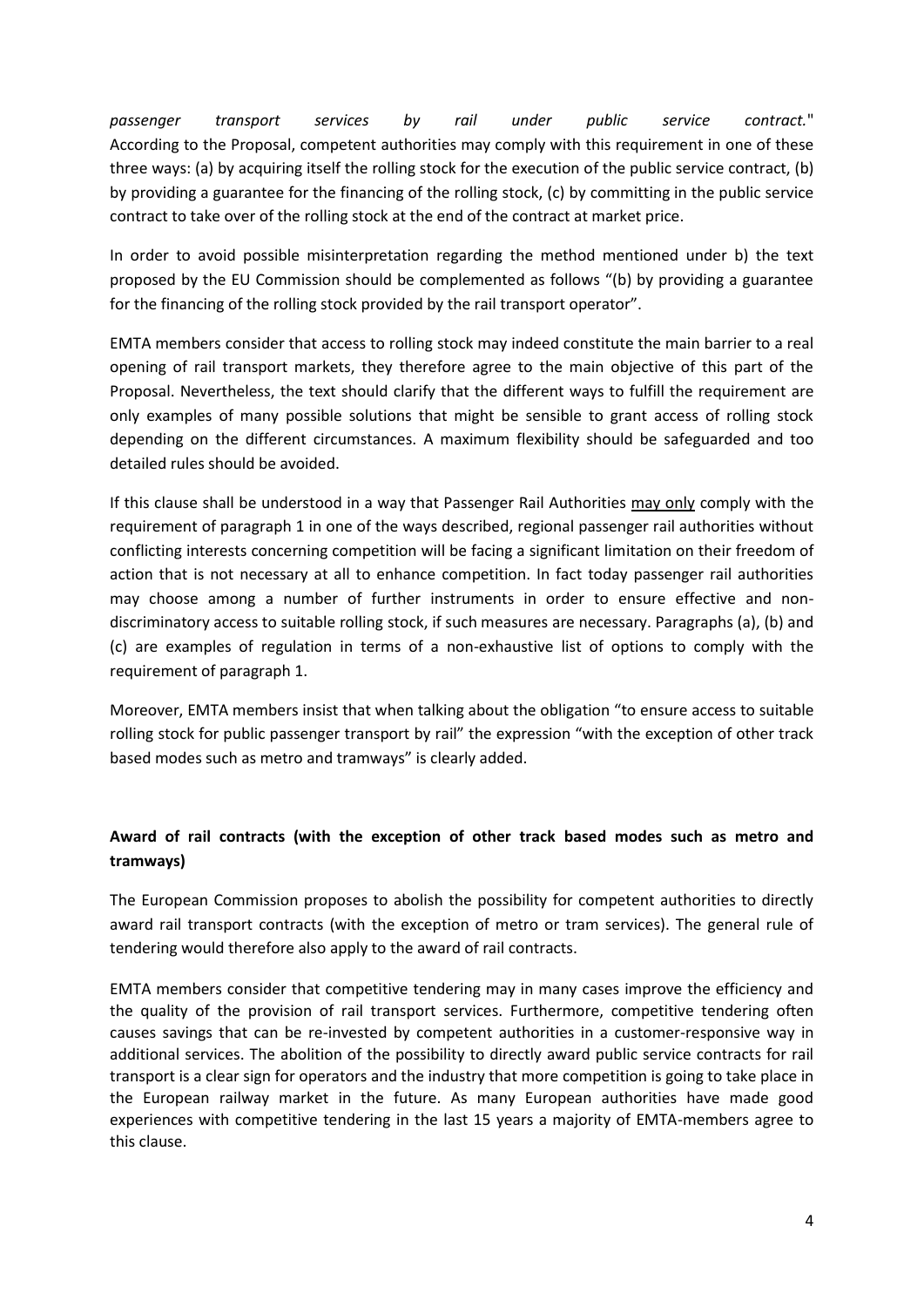*passenger transport services by rail under public service contract.*" According to the Proposal, competent authorities may comply with this requirement in one of these three ways: (a) by acquiring itself the rolling stock for the execution of the public service contract, (b) by providing a guarantee for the financing of the rolling stock, (c) by committing in the public service contract to take over of the rolling stock at the end of the contract at market price.

In order to avoid possible misinterpretation regarding the method mentioned under b) the text proposed by the EU Commission should be complemented as follows "(b) by providing a guarantee for the financing of the rolling stock provided by the rail transport operator".

EMTA members consider that access to rolling stock may indeed constitute the main barrier to a real opening of rail transport markets, they therefore agree to the main objective of this part of the Proposal. Nevertheless, the text should clarify that the different ways to fulfill the requirement are only examples of many possible solutions that might be sensible to grant access of rolling stock depending on the different circumstances. A maximum flexibility should be safeguarded and too detailed rules should be avoided.

If this clause shall be understood in a way that Passenger Rail Authorities <u>may only</u> comply with the requirement of paragraph 1 in one of the ways described, regional passenger rail authorities without conflicting interests concerning competition will be facing a significant limitation on their freedom of action that is not necessary at all to enhance competition. In fact today passenger rail authorities may choose among a number of further instruments in order to ensure effective and non-discriminatory access to suitable rolling stock, if such measures are necessary. Paragraphs (a), (b) and (c) are examples of regulation in terms of a non-exhaustive list of options to comply with the requirement of paragraph 1.

Moreover, EMTA members insist that when talking about the obligation "to ensure access to suitable rolling stock for public passenger transport by rail" the expression "with the exception of other track based modes such as metro and tramways" is clearly added.

**Award of rail contracts (with the exception of other track based modes such as metro and tramways)**

The European Commission proposes to abolish the possibility for competent authorities to directly award rail transport contracts (with the exception of metro or tram services). The general rule of tendering would therefore also apply to the award of rail contracts.

EMTA members consider that competitive tendering may in many cases improve the efficiency and the quality of the provision of rail transport services. Furthermore, competitive tendering often causes savings that can be re-invested by competent authorities in a customer-responsive way in additional services. The abolition of the possibility to directly award public service contracts for rail transport is a clear sign for operators and the industry that more competition is going to take place in the European railway market in the future. As many European authorities have made good experiences with competitive tendering in the last 15 years a majority of EMTA-members agree to this clause.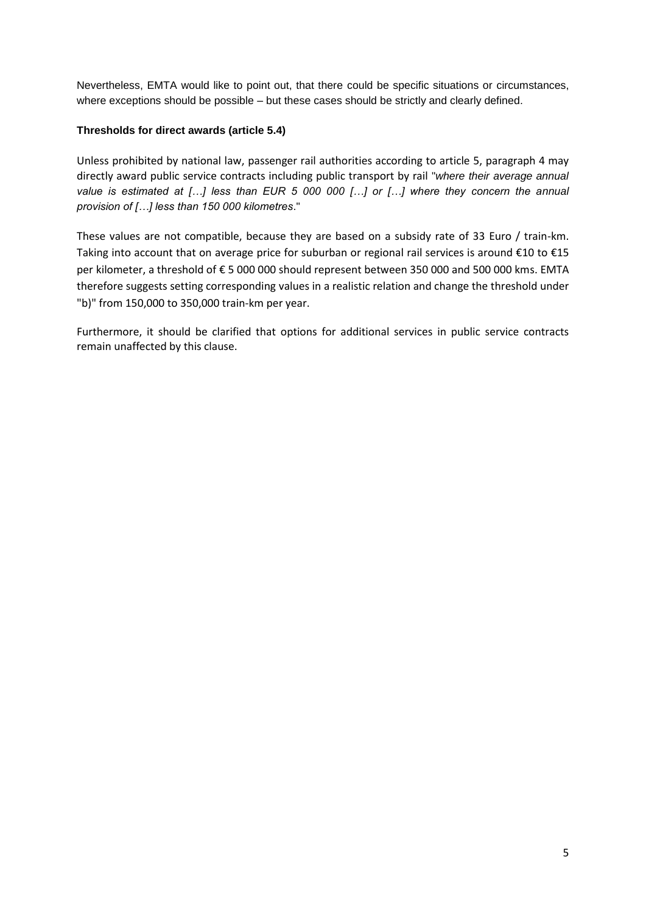Nevertheless, EMTA would like to point out, that there could be specific situations or circumstances, where exceptions should be possible – but these cases should be strictly and clearly defined.

**Thresholds for direct awards (article 5.4)**

Unless prohibited by national law, passenger rail authorities according to article 5, paragraph 4 may directly award public service contracts including public transport by rail "*where their average annual value is estimated at […] less than EUR 5 000 000 […] or […] where they concern the annual provision of […] less than 150 000 kilometres*."

These values are not compatible, because they are based on a subsidy rate of 33 Euro / train-km. Taking into account that on average price for suburban or regional rail services is around €10 to €15 per kilometer, a threshold of € 5 000 000 should represent between 350 000 and 500 000 kms. EMTA therefore suggests setting corresponding values in a realistic relation and change the threshold under "b)" from 150,000 to 350,000 train-km per year.

Furthermore, it should be clarified that options for additional services in public service contracts remain unaffected by this clause.